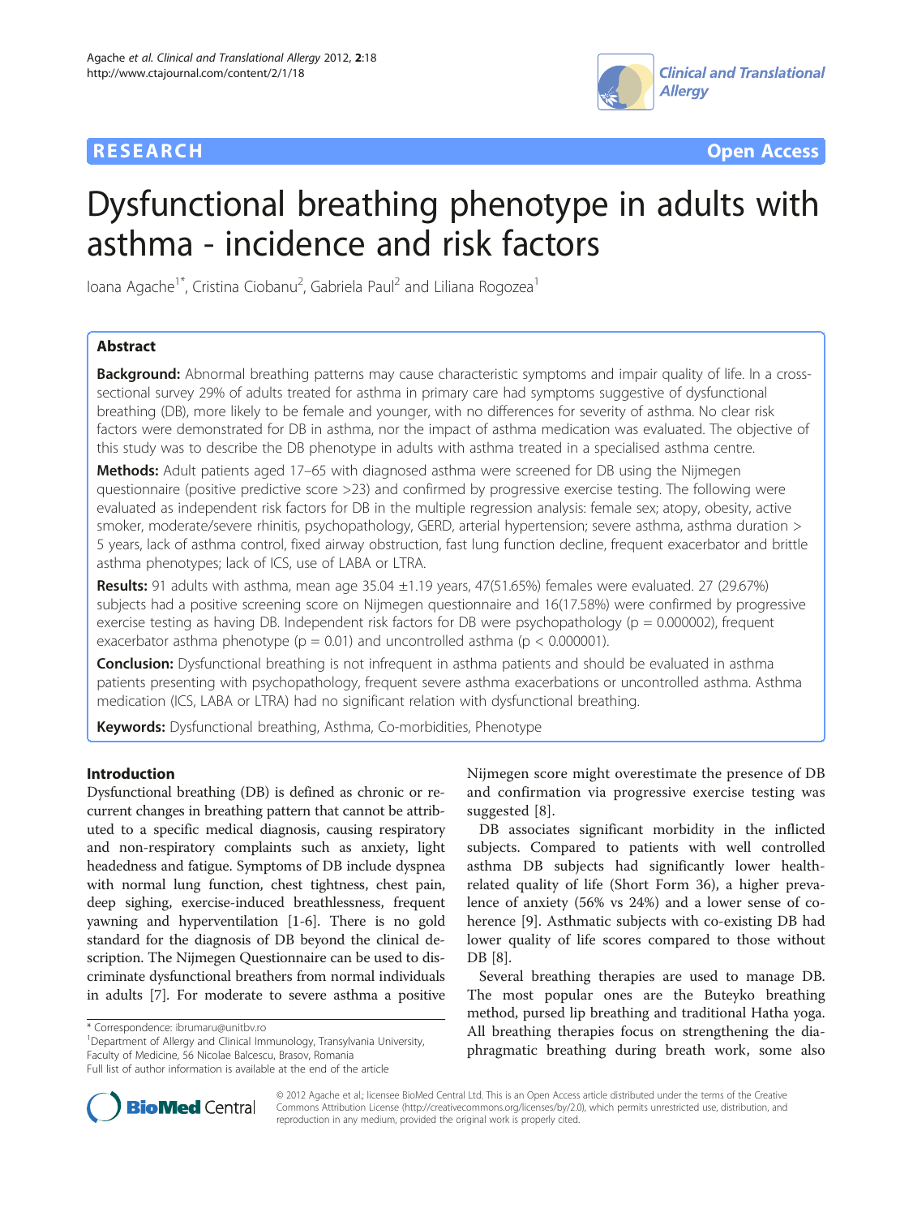RESEARCH Open Access

# Dysfunctional breathing phenotype in adults with asthma - incidence and risk factors

Ioana Agache[1*], Cristina Ciobanu[2], Gabriela Paul[2] and Liliana Rogozea[1]

## Abstract

**Background:** Abnormal breathing patterns may cause characteristic symptoms and impair quality of life. In a cross-sectional survey 29% of adults treated for asthma in primary care had symptoms suggestive of dysfunctional breathing (DB), more likely to be female and younger, with no differences for severity of asthma. No clear risk factors were demonstrated for DB in asthma, nor the impact of asthma medication was evaluated. The objective of this study was to describe the DB phenotype in adults with asthma treated in a specialised asthma centre.

**Methods:** Adult patients aged 17–65 with diagnosed asthma were screened for DB using the Nijmegen questionnaire (positive predictive score >23) and confirmed by progressive exercise testing. The following were evaluated as independent risk factors for DB in the multiple regression analysis: female sex; atopy, obesity, active smoker, moderate/severe rhinitis, psychopathology, GERD, arterial hypertension; severe asthma, asthma duration > 5 years, lack of asthma control, fixed airway obstruction, fast lung function decline, frequent exacerbator and brittle asthma phenotypes; lack of ICS, use of LABA or LTRA.

**Results:** 91 adults with asthma, mean age 35.04 ±1.19 years, 47(51.65%) females were evaluated. 27 (29.67%) subjects had a positive screening score on Nijmegen questionnaire and 16(17.58%) were confirmed by progressive exercise testing as having DB. Independent risk factors for DB were psychopathology ($p = 0.000002$), frequent exacerbator asthma phenotype ($p = 0.01$) and uncontrolled asthma ($p < 0.000001$).

**Conclusion:** Dysfunctional breathing is not infrequent in asthma patients and should be evaluated in asthma patients presenting with psychopathology, frequent severe asthma exacerbations or uncontrolled asthma. Asthma medication (ICS, LABA or LTRA) had no significant relation with dysfunctional breathing.

**Keywords:** Dysfunctional breathing, Asthma, Co-morbidities, Phenotype

## Introduction

Dysfunctional breathing (DB) is defined as chronic or recurrent changes in breathing pattern that cannot be attributed to a specific medical diagnosis, causing respiratory and non-respiratory complaints such as anxiety, light headedness and fatigue. Symptoms of DB include dyspnea with normal lung function, chest tightness, chest pain, deep sighing, exercise-induced breathlessness, frequent yawning and hyperventilation [1-6]. There is no gold standard for the diagnosis of DB beyond the clinical description. The Nijmegen Questionnaire can be used to discriminate dysfunctional breathers from normal individuals in adults [7]. For moderate to severe asthma a positive Nijmegen score might overestimate the presence of DB and confirmation via progressive exercise testing was suggested [8].

DB associates significant morbidity in the inflicted subjects. Compared to patients with well controlled asthma DB subjects had significantly lower health-related quality of life (Short Form 36), a higher prevalence of anxiety (56% vs 24%) and a lower sense of coherence [9]. Asthmatic subjects with co-existing DB had lower quality of life scores compared to those without DB [8].

Several breathing therapies are used to manage DB. The most popular ones are the Buteyko breathing method, pursed lip breathing and traditional Hatha yoga. All breathing therapies focus on strengthening the diaphragmatic breathing during breath work, some also

* Correspondence: ibrumaru@unitbv.ro
[1]Department of Allergy and Clinical Immunology, Transylvania University, Faculty of Medicine, 56 Nicolae Balcescu, Brasov, Romania
Full list of author information is available at the end of the article

© 2012 Agache et al.; licensee BioMed Central Ltd. This is an Open Access article distributed under the terms of the Creative Commons Attribution License (http://creativecommons.org/licenses/by/2.0), which permits unrestricted use, distribution, and reproduction in any medium, provided the original work is properly cited.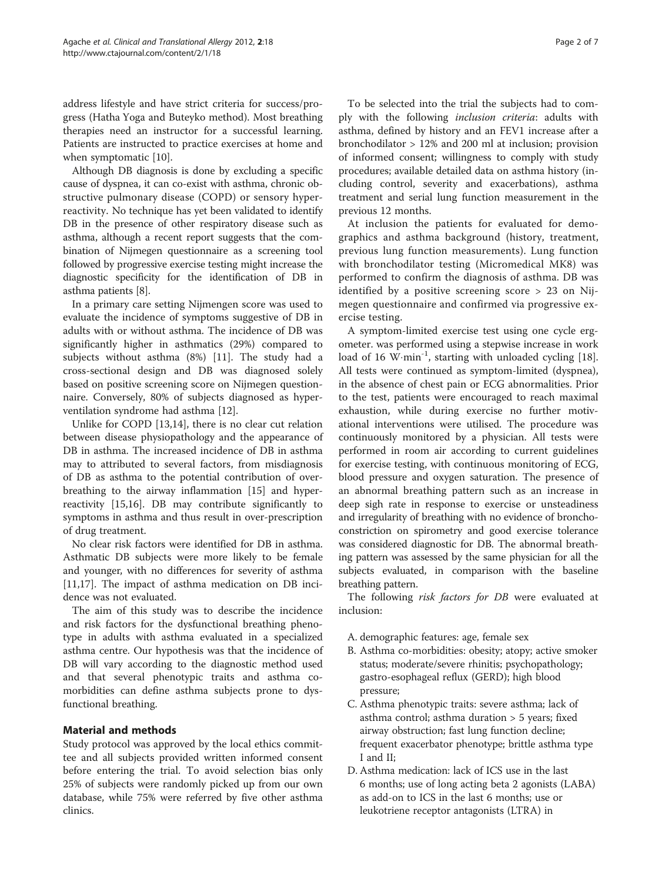address lifestyle and have strict criteria for success/progress (Hatha Yoga and Buteyko method). Most breathing therapies need an instructor for a successful learning. Patients are instructed to practice exercises at home and when symptomatic [10].

Although DB diagnosis is done by excluding a specific cause of dyspnea, it can co-exist with asthma, chronic obstructive pulmonary disease (COPD) or sensory hyperreactivity. No technique has yet been validated to identify DB in the presence of other respiratory disease such as asthma, although a recent report suggests that the combination of Nijmegen questionnaire as a screening tool followed by progressive exercise testing might increase the diagnostic specificity for the identification of DB in asthma patients [8].

In a primary care setting Nijmengen score was used to evaluate the incidence of symptoms suggestive of DB in adults with or without asthma. The incidence of DB was significantly higher in asthmatics (29%) compared to subjects without asthma (8%) [11]. The study had a cross-sectional design and DB was diagnosed solely based on positive screening score on Nijmegen questionnaire. Conversely, 80% of subjects diagnosed as hyperventilation syndrome had asthma [12].

Unlike for COPD [13,14], there is no clear cut relation between disease physiopathology and the appearance of DB in asthma. The increased incidence of DB in asthma may to attributed to several factors, from misdiagnosis of DB as asthma to the potential contribution of overbreathing to the airway inflammation [15] and hyperreactivity [15,16]. DB may contribute significantly to symptoms in asthma and thus result in over-prescription of drug treatment.

No clear risk factors were identified for DB in asthma. Asthmatic DB subjects were more likely to be female and younger, with no differences for severity of asthma [11,17]. The impact of asthma medication on DB incidence was not evaluated.

The aim of this study was to describe the incidence and risk factors for the dysfunctional breathing phenotype in adults with asthma evaluated in a specialized asthma centre. Our hypothesis was that the incidence of DB will vary according to the diagnostic method used and that several phenotypic traits and asthma comorbidities can define asthma subjects prone to dysfunctional breathing.

## Material and methods

Study protocol was approved by the local ethics committee and all subjects provided written informed consent before entering the trial. To avoid selection bias only 25% of subjects were randomly picked up from our own database, while 75% were referred by five other asthma clinics.

To be selected into the trial the subjects had to comply with the following *inclusion criteria*: adults with asthma, defined by history and an FEV1 increase after a bronchodilator > 12% and 200 ml at inclusion; provision of informed consent; willingness to comply with study procedures; available detailed data on asthma history (including control, severity and exacerbations), asthma treatment and serial lung function measurement in the previous 12 months.

At inclusion the patients for evaluated for demographics and asthma background (history, treatment, previous lung function measurements). Lung function with bronchodilator testing (Micromedical MK8) was performed to confirm the diagnosis of asthma. DB was identified by a positive screening score > 23 on Nijmegen questionnaire and confirmed via progressive exercise testing.

A symptom-limited exercise test using one cycle ergometer. was performed using a stepwise increase in work load of 16 $W \cdot min^{-1}$, starting with unloaded cycling [18]. All tests were continued as symptom-limited (dyspnea), in the absence of chest pain or ECG abnormalities. Prior to the test, patients were encouraged to reach maximal exhaustion, while during exercise no further motivational interventions were utilised. The procedure was continuously monitored by a physician. All tests were performed in room air according to current guidelines for exercise testing, with continuous monitoring of ECG, blood pressure and oxygen saturation. The presence of an abnormal breathing pattern such as an increase in deep sigh rate in response to exercise or unsteadiness and irregularity of breathing with no evidence of bronchoconstriction on spirometry and good exercise tolerance was considered diagnostic for DB. The abnormal breathing pattern was assessed by the same physician for all the subjects evaluated, in comparison with the baseline breathing pattern.

The following *risk factors for DB* were evaluated at inclusion:

A. demographic features: age, female sex
B. Asthma co-morbidities: obesity; atopy; active smoker status; moderate/severe rhinitis; psychopathology; gastro-esophageal reflux (GERD); high blood pressure;
C. Asthma phenotypic traits: severe asthma; lack of asthma control; asthma duration > 5 years; fixed airway obstruction; fast lung function decline; frequent exacerbator phenotype; brittle asthma type I and II;
D. Asthma medication: lack of ICS use in the last 6 months; use of long acting beta 2 agonists (LABA) as add-on to ICS in the last 6 months; use or leukotriene receptor antagonists (LTRA) in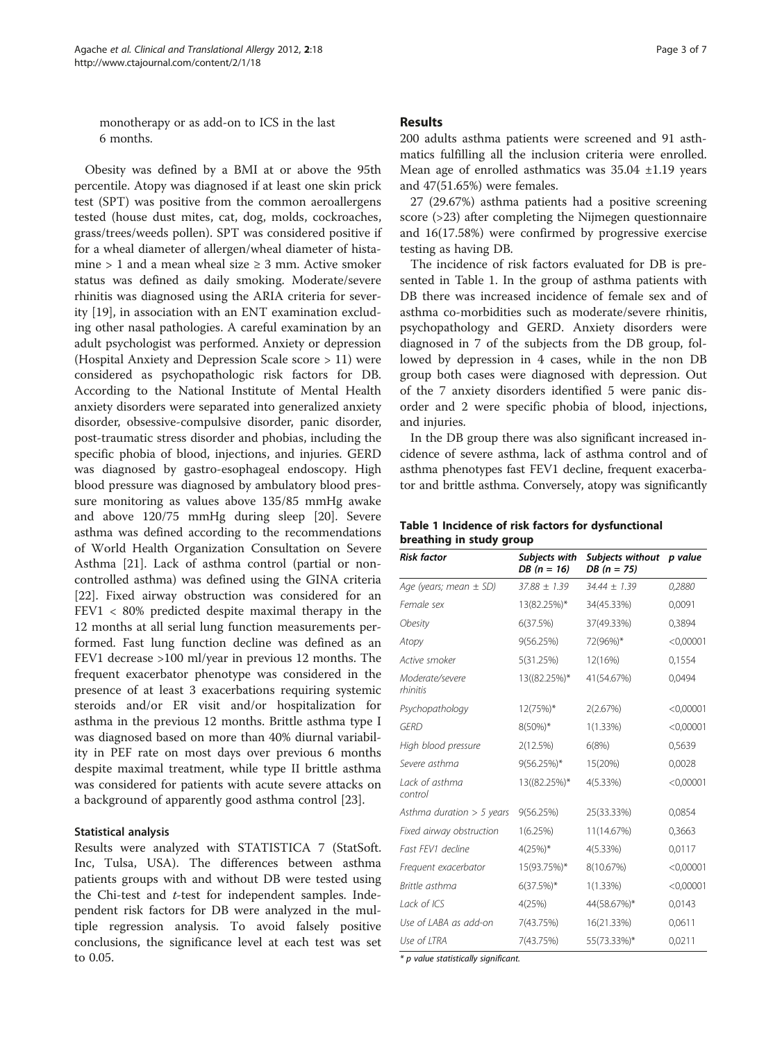monotherapy or as add-on to ICS in the last 6 months.

Obesity was defined by a BMI at or above the 95th percentile. Atopy was diagnosed if at least one skin prick test (SPT) was positive from the common aeroallergens tested (house dust mites, cat, dog, molds, cockroaches, grass/trees/weeds pollen). SPT was considered positive if for a wheal diameter of allergen/wheal diameter of histamine > 1 and a mean wheal size ≥ 3 mm. Active smoker status was defined as daily smoking. Moderate/severe rhinitis was diagnosed using the ARIA criteria for severity [19], in association with an ENT examination excluding other nasal pathologies. A careful examination by an adult psychologist was performed. Anxiety or depression (Hospital Anxiety and Depression Scale score > 11) were considered as psychopathologic risk factors for DB. According to the National Institute of Mental Health anxiety disorders were separated into generalized anxiety disorder, obsessive-compulsive disorder, panic disorder, post-traumatic stress disorder and phobias, including the specific phobia of blood, injections, and injuries. GERD was diagnosed by gastro-esophageal endoscopy. High blood pressure was diagnosed by ambulatory blood pressure monitoring as values above 135/85 mmHg awake and above 120/75 mmHg during sleep [20]. Severe asthma was defined according to the recommendations of World Health Organization Consultation on Severe Asthma [21]. Lack of asthma control (partial or noncontrolled asthma) was defined using the GINA criteria [22]. Fixed airway obstruction was considered for an FEV1 < 80% predicted despite maximal therapy in the 12 months at all serial lung function measurements performed. Fast lung function decline was defined as an FEV1 decrease >100 ml/year in previous 12 months. The frequent exacerbator phenotype was considered in the presence of at least 3 exacerbations requiring systemic steroids and/or ER visit and/or hospitalization for asthma in the previous 12 months. Brittle asthma type I was diagnosed based on more than 40% diurnal variability in PEF rate on most days over previous 6 months despite maximal treatment, while type II brittle asthma was considered for patients with acute severe attacks on a background of apparently good asthma control [23].

### Statistical analysis

Results were analyzed with STATISTICA 7 (StatSoft. Inc, Tulsa, USA). The differences between asthma patients groups with and without DB were tested using the Chi-test and *t*-test for independent samples. Independent risk factors for DB were analyzed in the multiple regression analysis. To avoid falsely positive conclusions, the significance level at each test was set to 0.05.

## Results

200 adults asthma patients were screened and 91 asthmatics fulfilling all the inclusion criteria were enrolled. Mean age of enrolled asthmatics was 35.04 ±1.19 years and 47(51.65%) were females.

27 (29.67%) asthma patients had a positive screening score (>23) after completing the Nijmegen questionnaire and 16(17.58%) were confirmed by progressive exercise testing as having DB.

The incidence of risk factors evaluated for DB is presented in Table 1. In the group of asthma patients with DB there was increased incidence of female sex and of asthma co-morbidities such as moderate/severe rhinitis, psychopathology and GERD. Anxiety disorders were diagnosed in 7 of the subjects from the DB group, followed by depression in 4 cases, while in the non DB group both cases were diagnosed with depression. Out of the 7 anxiety disorders identified 5 were panic disorder and 2 were specific phobia of blood, injections, and injuries.

In the DB group there was also significant increased incidence of severe asthma, lack of asthma control and of asthma phenotypes fast FEV1 decline, frequent exacerbator and brittle asthma. Conversely, atopy was significantly

**Table 1 Incidence of risk factors for dysfunctional breathing in study group**

| *Risk factor* | *Subjects with DB (n = 16)* | *Subjects without DB (n = 75)* | *p value* |
|---|---|---|---|
| *Age (years; mean ± SD)* | *37.88 ± 1.39* | *34.44 ± 1.39* | *0,2880* |
| *Female sex* | 13(82.25%)* | 34(45.33%) | 0,0091 |
| *Obesity* | 6(37.5%) | 37(49.33%) | 0,3894 |
| *Atopy* | 9(56.25%) | 72(96%)* | <0,00001 |
| *Active smoker* | 5(31.25%) | 12(16%) | 0,1554 |
| *Moderate/severe rhinitis* | 13((82.25%)* | 41(54.67%) | 0,0494 |
| *Psychopathology* | 12(75%)* | 2(2.67%) | <0,00001 |
| *GERD* | 8(50%)* | 1(1.33%) | <0,00001 |
| *High blood pressure* | 2(12.5%) | 6(8%) | 0,5639 |
| *Severe asthma* | 9(56.25%)* | 15(20%) | 0,0028 |
| *Lack of asthma control* | 13((82.25%)* | 4(5.33%) | <0,00001 |
| *Asthma duration > 5 years* | 9(56.25%) | 25(33.33%) | 0,0854 |
| *Fixed airway obstruction* | 1(6.25%) | 11(14.67%) | 0,3663 |
| *Fast FEV1 decline* | 4(25%)* | 4(5.33%) | 0,0117 |
| *Frequent exacerbator* | 15(93.75%)* | 8(10.67%) | <0,00001 |
| *Brittle asthma* | 6(37.5%)* | 1(1.33%) | <0,00001 |
| *Lack of ICS* | 4(25%) | 44(58.67%)* | 0,0143 |
| *Use of LABA as add-on* | 7(43.75%) | 16(21.33%) | 0,0611 |
| *Use of LTRA* | 7(43.75%) | 55(73.33%)* | 0,0211 |

*\* p value statistically significant.*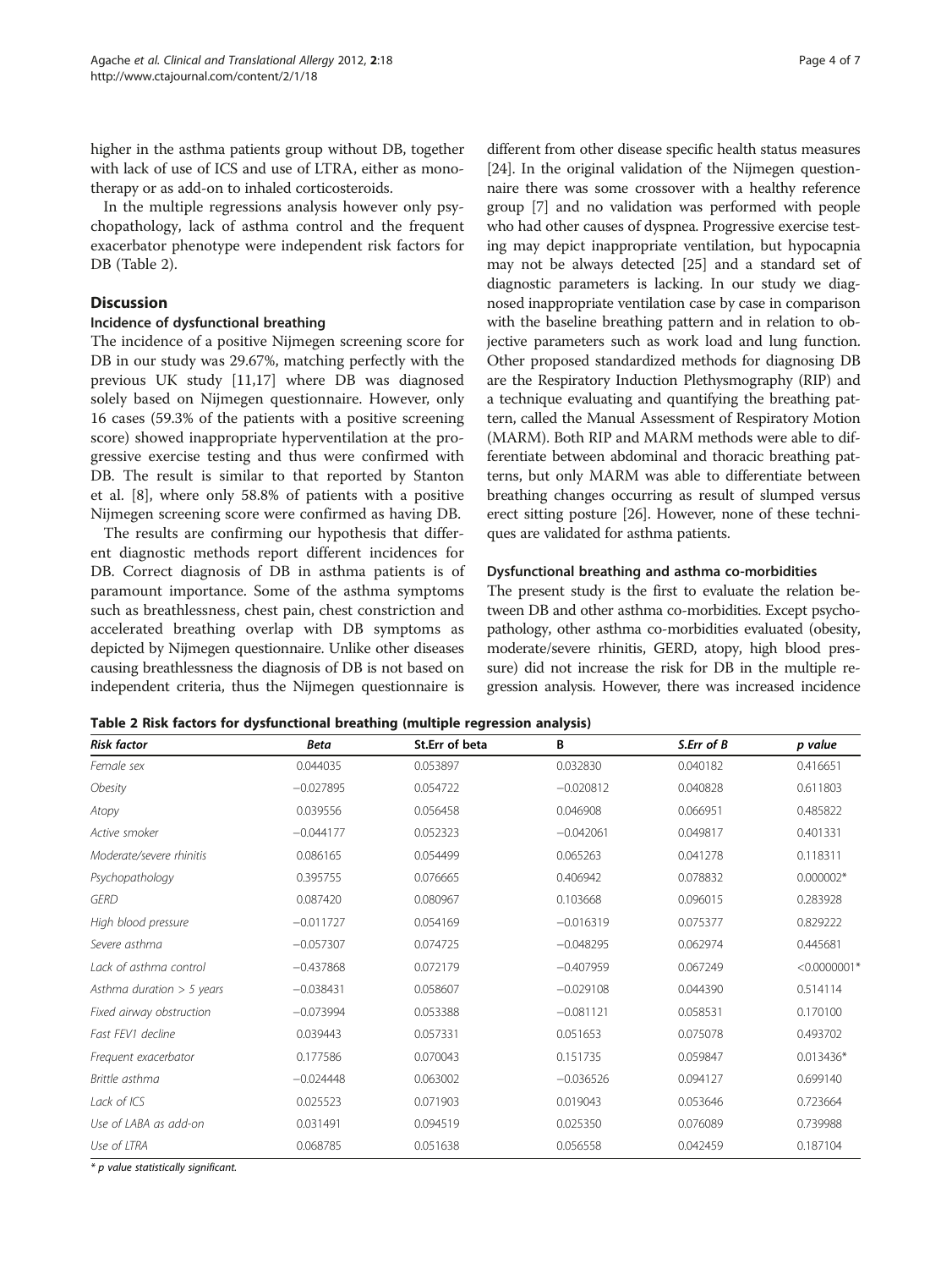higher in the asthma patients group without DB, together with lack of use of ICS and use of LTRA, either as monotherapy or as add-on to inhaled corticosteroids.

In the multiple regressions analysis however only psychopathology, lack of asthma control and the frequent exacerbator phenotype were independent risk factors for DB (Table 2).

## Discussion

### Incidence of dysfunctional breathing

The incidence of a positive Nijmegen screening score for DB in our study was 29.67%, matching perfectly with the previous UK study [11,17] where DB was diagnosed solely based on Nijmegen questionnaire. However, only 16 cases (59.3% of the patients with a positive screening score) showed inappropriate hyperventilation at the progressive exercise testing and thus were confirmed with DB. The result is similar to that reported by Stanton et al. [8], where only 58.8% of patients with a positive Nijmegen screening score were confirmed as having DB.

The results are confirming our hypothesis that different diagnostic methods report different incidences for DB. Correct diagnosis of DB in asthma patients is of paramount importance. Some of the asthma symptoms such as breathlessness, chest pain, chest constriction and accelerated breathing overlap with DB symptoms as depicted by Nijmegen questionnaire. Unlike other diseases causing breathlessness the diagnosis of DB is not based on independent criteria, thus the Nijmegen questionnaire is different from other disease specific health status measures [24]. In the original validation of the Nijmegen questionnaire there was some crossover with a healthy reference group [7] and no validation was performed with people who had other causes of dyspnea. Progressive exercise testing may depict inappropriate ventilation, but hypocapnia may not be always detected [25] and a standard set of diagnostic parameters is lacking. In our study we diagnosed inappropriate ventilation case by case in comparison with the baseline breathing pattern and in relation to objective parameters such as work load and lung function. Other proposed standardized methods for diagnosing DB are the Respiratory Induction Plethysmography (RIP) and a technique evaluating and quantifying the breathing pattern, called the Manual Assessment of Respiratory Motion (MARM). Both RIP and MARM methods were able to differentiate between abdominal and thoracic breathing patterns, but only MARM was able to differentiate between breathing changes occurring as result of slumped versus erect sitting posture [26]. However, none of these techniques are validated for asthma patients.

### Dysfunctional breathing and asthma co-morbidities

The present study is the first to evaluate the relation between DB and other asthma co-morbidities. Except psychopathology, other asthma co-morbidities evaluated (obesity, moderate/severe rhinitis, GERD, atopy, high blood pressure) did not increase the risk for DB in the multiple regression analysis. However, there was increased incidence

**Table 2 Risk factors for dysfunctional breathing (multiple regression analysis)**

| *Risk factor* | *Beta* | *St.Err of beta* | *B* | *S.Err of B* | *p value* |
|---|---|---|---|---|---|
| *Female sex* | 0.044035 | 0.053897 | 0.032830 | 0.040182 | 0.416651 |
| *Obesity* | −0.027895 | 0.054722 | −0.020812 | 0.040828 | 0.611803 |
| *Atopy* | 0.039556 | 0.056458 | 0.046908 | 0.066951 | 0.485822 |
| *Active smoker* | −0.044177 | 0.052323 | −0.042061 | 0.049817 | 0.401331 |
| *Moderate/severe rhinitis* | 0.086165 | 0.054499 | 0.065263 | 0.041278 | 0.118311 |
| *Psychopathology* | 0.395755 | 0.076665 | 0.406942 | 0.078832 | 0.000002* |
| *GERD* | 0.087420 | 0.080967 | 0.103668 | 0.096015 | 0.283928 |
| *High blood pressure* | −0.011727 | 0.054169 | −0.016319 | 0.075377 | 0.829222 |
| *Severe asthma* | −0.057307 | 0.074725 | −0.048295 | 0.062974 | 0.445681 |
| *Lack of asthma control* | −0.437868 | 0.072179 | −0.407959 | 0.067249 | <0.0000001* |
| *Asthma duration > 5 years* | −0.038431 | 0.058607 | −0.029108 | 0.044390 | 0.514114 |
| *Fixed airway obstruction* | −0.073994 | 0.053388 | −0.081121 | 0.058531 | 0.170100 |
| *Fast FEV1 decline* | 0.039443 | 0.057331 | 0.051653 | 0.075078 | 0.493702 |
| *Frequent exacerbator* | 0.177586 | 0.070043 | 0.151735 | 0.059847 | 0.013436* |
| *Brittle asthma* | −0.024448 | 0.063002 | −0.036526 | 0.094127 | 0.699140 |
| *Lack of ICS* | 0.025523 | 0.071903 | 0.019043 | 0.053646 | 0.723664 |
| *Use of LABA as add-on* | 0.031491 | 0.094519 | 0.025350 | 0.076089 | 0.739988 |
| *Use of LTRA* | 0.068785 | 0.051638 | 0.056558 | 0.042459 | 0.187104 |

*\* p value statistically significant.*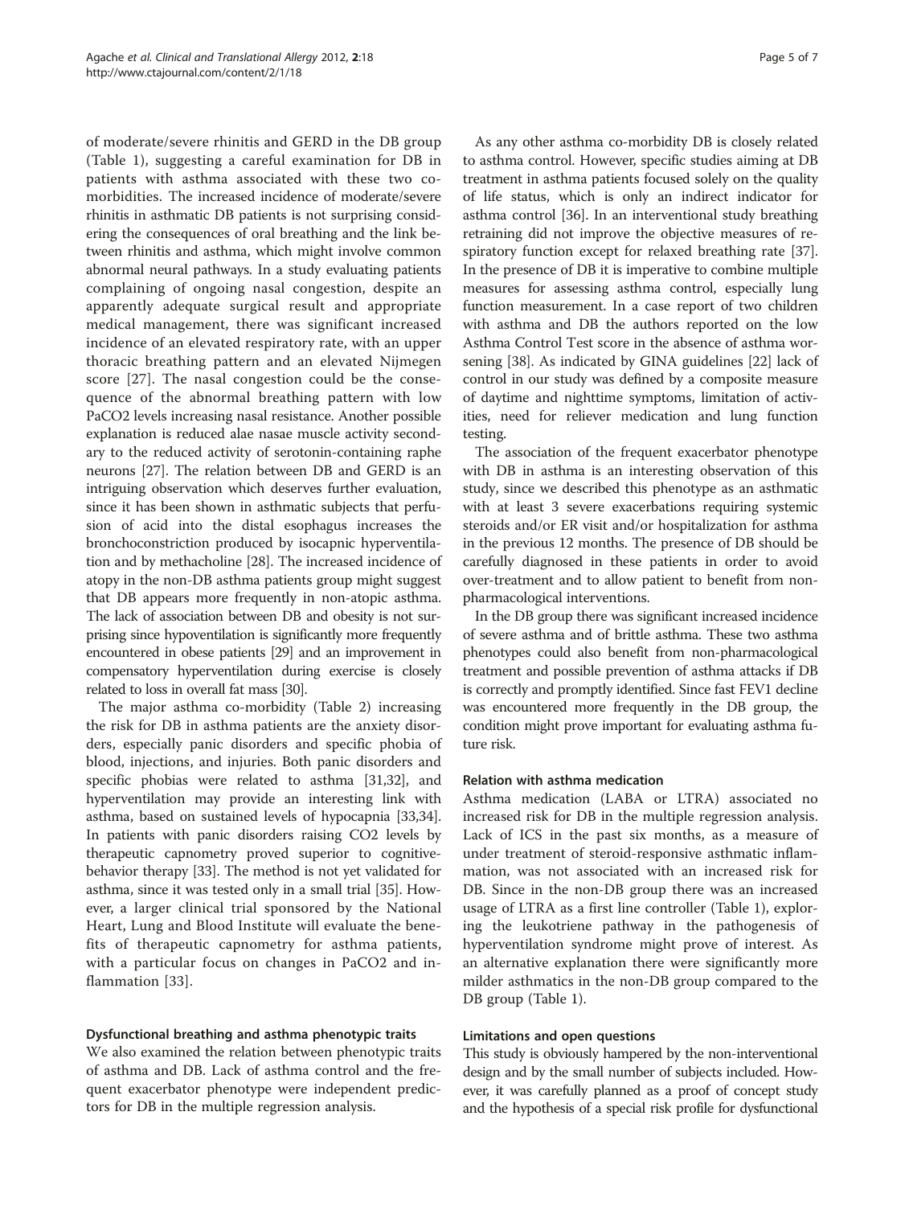of moderate/severe rhinitis and GERD in the DB group (Table 1), suggesting a careful examination for DB in patients with asthma associated with these two co-morbidities. The increased incidence of moderate/severe rhinitis in asthmatic DB patients is not surprising considering the consequences of oral breathing and the link between rhinitis and asthma, which might involve common abnormal neural pathways. In a study evaluating patients complaining of ongoing nasal congestion, despite an apparently adequate surgical result and appropriate medical management, there was significant increased incidence of an elevated respiratory rate, with an upper thoracic breathing pattern and an elevated Nijmegen score [27]. The nasal congestion could be the consequence of the abnormal breathing pattern with low $PaCO_2$ levels increasing nasal resistance. Another possible explanation is reduced alae nasae muscle activity secondary to the reduced activity of serotonin-containing raphe neurons [27]. The relation between DB and GERD is an intriguing observation which deserves further evaluation, since it has been shown in asthmatic subjects that perfusion of acid into the distal esophagus increases the bronchoconstriction produced by isocapnic hyperventilation and by methacholine [28]. The increased incidence of atopy in the non-DB asthma patients group might suggest that DB appears more frequently in non-atopic asthma. The lack of association between DB and obesity is not surprising since hypoventilation is significantly more frequently encountered in obese patients [29] and an improvement in compensatory hyperventilation during exercise is closely related to loss in overall fat mass [30].

The major asthma co-morbidity (Table 2) increasing the risk for DB in asthma patients are the anxiety disorders, especially panic disorders and specific phobia of blood, injections, and injuries. Both panic disorders and specific phobias were related to asthma [31,32], and hyperventilation may provide an interesting link with asthma, based on sustained levels of hypocapnia [33,34]. In patients with panic disorders raising $CO_2$ levels by therapeutic capnometry proved superior to cognitive-behavior therapy [33]. The method is not yet validated for asthma, since it was tested only in a small trial [35]. However, a larger clinical trial sponsored by the National Heart, Lung and Blood Institute will evaluate the benefits of therapeutic capnometry for asthma patients, with a particular focus on changes in $PaCO_2$ and inflammation [33].

### Dysfunctional breathing and asthma phenotypic traits

We also examined the relation between phenotypic traits of asthma and DB. Lack of asthma control and the frequent exacerbator phenotype were independent predictors for DB in the multiple regression analysis.

As any other asthma co-morbidity DB is closely related to asthma control. However, specific studies aiming at DB treatment in asthma patients focused solely on the quality of life status, which is only an indirect indicator for asthma control [36]. In an interventional study breathing retraining did not improve the objective measures of respiratory function except for relaxed breathing rate [37]. In the presence of DB it is imperative to combine multiple measures for assessing asthma control, especially lung function measurement. In a case report of two children with asthma and DB the authors reported on the low Asthma Control Test score in the absence of asthma worsening [38]. As indicated by GINA guidelines [22] lack of control in our study was defined by a composite measure of daytime and nighttime symptoms, limitation of activities, need for reliever medication and lung function testing.

The association of the frequent exacerbator phenotype with DB in asthma is an interesting observation of this study, since we described this phenotype as an asthmatic with at least 3 severe exacerbations requiring systemic steroids and/or ER visit and/or hospitalization for asthma in the previous 12 months. The presence of DB should be carefully diagnosed in these patients in order to avoid over-treatment and to allow patient to benefit from non-pharmacological interventions.

In the DB group there was significant increased incidence of severe asthma and of brittle asthma. These two asthma phenotypes could also benefit from non-pharmacological treatment and possible prevention of asthma attacks if DB is correctly and promptly identified. Since fast $FEV_1$ decline was encountered more frequently in the DB group, the condition might prove important for evaluating asthma future risk.

### Relation with asthma medication

Asthma medication (LABA or LTRA) associated no increased risk for DB in the multiple regression analysis. Lack of ICS in the past six months, as a measure of under treatment of steroid-responsive asthmatic inflammation, was not associated with an increased risk for DB. Since in the non-DB group there was an increased usage of LTRA as a first line controller (Table 1), exploring the leukotriene pathway in the pathogenesis of hyperventilation syndrome might prove of interest. As an alternative explanation there were significantly more milder asthmatics in the non-DB group compared to the DB group (Table 1).

### Limitations and open questions

This study is obviously hampered by the non-interventional design and by the small number of subjects included. However, it was carefully planned as a proof of concept study and the hypothesis of a special risk profile for dysfunctional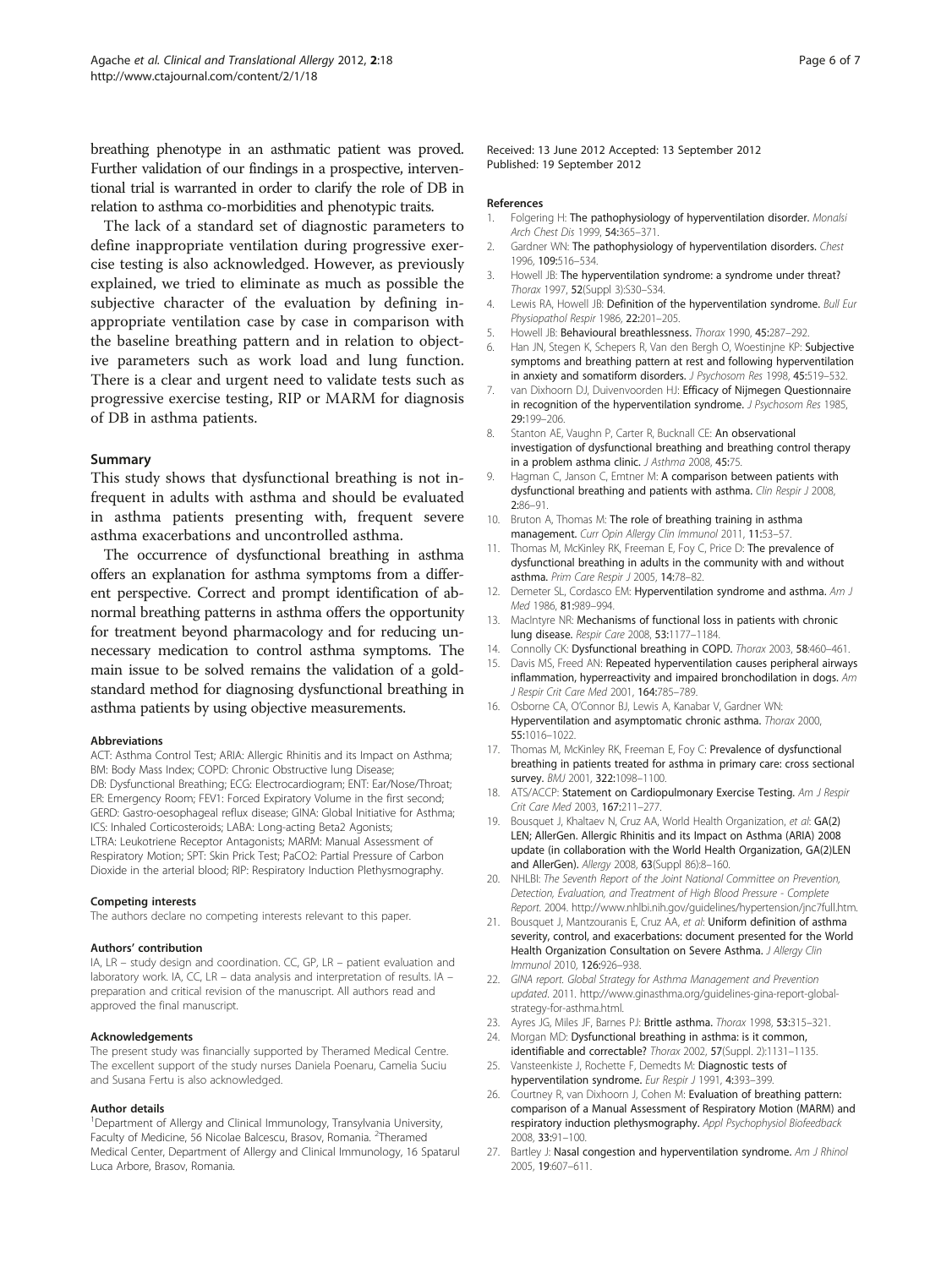breathing phenotype in an asthmatic patient was proved. Further validation of our findings in a prospective, interventional trial is warranted in order to clarify the role of DB in relation to asthma co-morbidities and phenotypic traits.

The lack of a standard set of diagnostic parameters to define inappropriate ventilation during progressive exercise testing is also acknowledged. However, as previously explained, we tried to eliminate as much as possible the subjective character of the evaluation by defining inappropriate ventilation case by case in comparison with the baseline breathing pattern and in relation to objective parameters such as work load and lung function. There is a clear and urgent need to validate tests such as progressive exercise testing, RIP or MARM for diagnosis of DB in asthma patients.

## Summary

This study shows that dysfunctional breathing is not infrequent in adults with asthma and should be evaluated in asthma patients presenting with, frequent severe asthma exacerbations and uncontrolled asthma.

The occurrence of dysfunctional breathing in asthma offers an explanation for asthma symptoms from a different perspective. Correct and prompt identification of abnormal breathing patterns in asthma offers the opportunity for treatment beyond pharmacology and for reducing unnecessary medication to control asthma symptoms. The main issue to be solved remains the validation of a gold-standard method for diagnosing dysfunctional breathing in asthma patients by using objective measurements.

#### Abbreviations

ACT: Asthma Control Test; ARIA: Allergic Rhinitis and its Impact on Asthma; BM: Body Mass Index; COPD: Chronic Obstructive lung Disease; DB: Dysfunctional Breathing; ECG: Electrocardiogram; ENT: Ear/Nose/Throat; ER: Emergency Room; FEV1: Forced Expiratory Volume in the first second; GERD: Gastro-oesophageal reflux disease; GINA: Global Initiative for Asthma; ICS: Inhaled Corticosteroids; LABA: Long-acting Beta2 Agonists; LTRA: Leukotriene Receptor Antagonists; MARM: Manual Assessment of Respiratory Motion; SPT: Skin Prick Test; PaCO2: Partial Pressure of Carbon Dioxide in the arterial blood; RIP: Respiratory Induction Plethysmography.

#### Competing interests

The authors declare no competing interests relevant to this paper.

#### Authors' contribution

IA, LR – study design and coordination. CC, GP, LR – patient evaluation and laboratory work. IA, CC, LR – data analysis and interpretation of results. IA – preparation and critical revision of the manuscript. All authors read and approved the final manuscript.

#### Acknowledgements

The present study was financially supported by Theramed Medical Centre. The excellent support of the study nurses Daniela Poenaru, Camelia Suciu and Susana Fertu is also acknowledged.

#### Author details

[1]Department of Allergy and Clinical Immunology, Transylvania University, Faculty of Medicine, 56 Nicolae Balcescu, Brasov, Romania. [2]Theramed Medical Center, Department of Allergy and Clinical Immunology, 16 Spatarul Luca Arbore, Brasov, Romania.

Received: 13 June 2012 Accepted: 13 September 2012
Published: 19 September 2012

#### References

1. Folgering H: **The pathophysiology of hyperventilation disorder.** *Monalsi Arch Chest Dis* 1999, **54:**365–371.
2. Gardner WN: **The pathophysiology of hyperventilation disorders.** *Chest* 1996, **109:**516–534.
3. Howell JB: **The hyperventilation syndrome: a syndrome under threat?** *Thorax* 1997, **52**(Suppl 3):S30–S34.
4. Lewis RA, Howell JB: **Definition of the hyperventilation syndrome.** *Bull Eur Physiopathol Respir* 1986, **22:**201–205.
5. Howell JB: **Behavioural breathlessness.** *Thorax* 1990, **45:**287–292.
6. Han JN, Stegen K, Schepers R, Van den Bergh O, Woestinjne KP: **Subjective symptoms and breathing pattern at rest and following hyperventilation in anxiety and somatiform disorders.** *J Psychosom Res* 1998, **45:**519–532.
7. van Dixhoorn DJ, Duivenvoorden HJ: **Efficacy of Nijmegen Questionnaire in recognition of the hyperventilation syndrome.** *J Psychosom Res* 1985, **29:**199–206.
8. Stanton AE, Vaughn P, Carter R, Bucknall CE: **An observational investigation of dysfunctional breathing and breathing control therapy in a problem asthma clinic.** *J Asthma* 2008, **45:**75.
9. Hagman C, Janson C, Emtner M: **A comparison between patients with dysfunctional breathing and patients with asthma.** *Clin Respir J* 2008, **2:**86–91.
10. Bruton A, Thomas M: **The role of breathing training in asthma management.** *Curr Opin Allergy Clin Immunol* 2011, **11:**53–57.
11. Thomas M, McKinley RK, Freeman E, Foy C, Price D: **The prevalence of dysfunctional breathing in adults in the community with and without asthma.** *Prim Care Respir J* 2005, **14:**78–82.
12. Demeter SL, Cordasco EM: **Hyperventilation syndrome and asthma.** *Am J Med* 1986, **81:**989–994.
13. MacIntyre NR: **Mechanisms of functional loss in patients with chronic lung disease.** *Respir Care* 2008, **53:**1177–1184.
14. Connolly CK: **Dysfunctional breathing in COPD.** *Thorax* 2003, **58:**460–461.
15. Davis MS, Freed AN: **Repeated hyperventilation causes peripheral airways inflammation, hyperreactivity and impaired bronchodilation in dogs.** *Am J Respir Crit Care Med* 2001, **164:**785–789.
16. Osborne CA, O'Connor BJ, Lewis A, Kanabar V, Gardner WN: **Hyperventilation and asymptomatic chronic asthma.** *Thorax* 2000, **55:**1016–1022.
17. Thomas M, McKinley RK, Freeman E, Foy C: **Prevalence of dysfunctional breathing in patients treated for asthma in primary care: cross sectional survey.** *BMJ* 2001, **322:**1098–1100.
18. ATS/ACCP: **Statement on Cardiopulmonary Exercise Testing.** *Am J Respir Crit Care Med* 2003, **167:**211–277.
19. Bousquet J, Khaltaev N, Cruz AA, World Health Organization, *et al*: **GA(2) LEN; AllerGen. Allergic Rhinitis and its Impact on Asthma (ARIA) 2008 update (in collaboration with the World Health Organization, GA(2)LEN and AllerGen).** *Allergy* 2008, **63**(Suppl 86):8–160.
20. NHLBI: *The Seventh Report of the Joint National Committee on Prevention, Detection, Evaluation, and Treatment of High Blood Pressure - Complete Report.* 2004. http://www.nhlbi.nih.gov/guidelines/hypertension/jnc7full.htm.
21. Bousquet J, Mantzouranis E, Cruz AA, *et al*: **Uniform definition of asthma severity, control, and exacerbations: document presented for the World Health Organization Consultation on Severe Asthma.** *J Allergy Clin Immunol* 2010, **126:**926–938.
22. *GINA report. Global Strategy for Asthma Management and Prevention updated.* 2011. http://www.ginasthma.org/guidelines-gina-report-global-strategy-for-asthma.html.
23. Ayres JG, Miles JF, Barnes PJ: **Brittle asthma.** *Thorax* 1998, **53:**315–321.
24. Morgan MD: **Dysfunctional breathing in asthma: is it common, identifiable and correctable?** *Thorax* 2002, **57**(Suppl. 2):1131–1135.
25. Vansteenkiste J, Rochette F, Demedts M: **Diagnostic tests of hyperventilation syndrome.** *Eur Respir J* 1991, **4:**393–399.
26. Courtney R, van Dixhoorn J, Cohen M: **Evaluation of breathing pattern: comparison of a Manual Assessment of Respiratory Motion (MARM) and respiratory induction plethysmography.** *Appl Psychophysiol Biofeedback* 2008, **33:**91–100.
27. Bartley J: **Nasal congestion and hyperventilation syndrome.** *Am J Rhinol* 2005, **19:**607–611.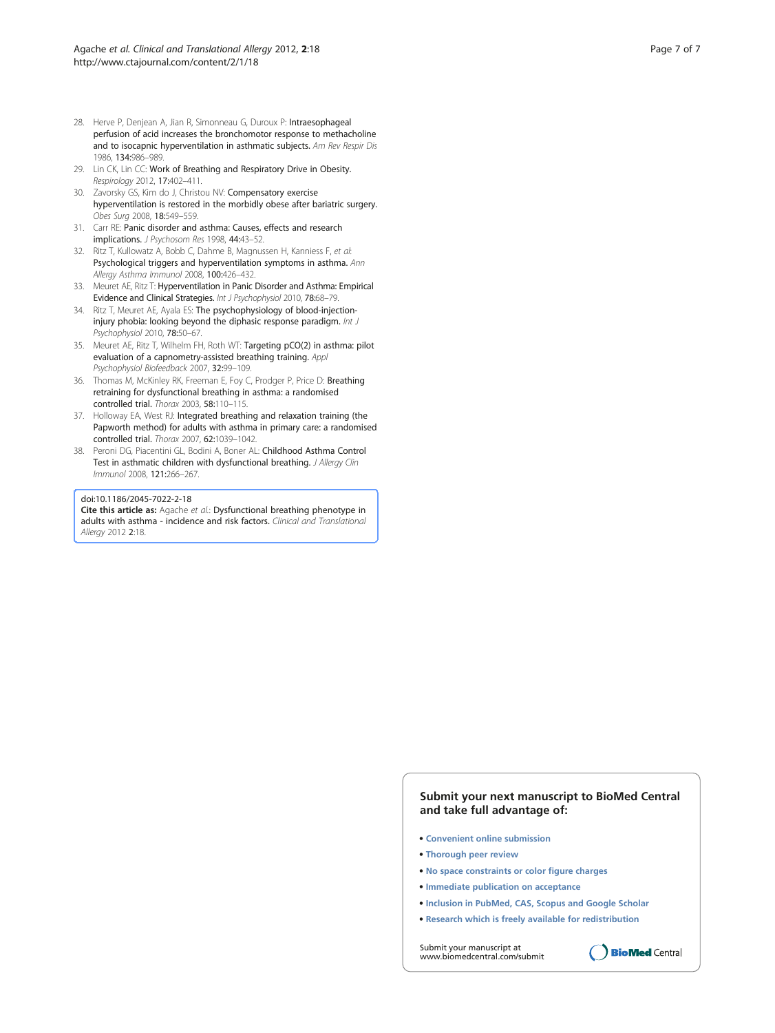28. Herve P, Denjean A, Jian R, Simonneau G, Duroux P: **Intraesophageal perfusion of acid increases the bronchomotor response to methacholine and to isocapnic hyperventilation in asthmatic subjects.** *Am Rev Respir Dis* 1986, **134:**986–989.
29. Lin CK, Lin CC: **Work of Breathing and Respiratory Drive in Obesity.** *Respirology* 2012, **17:**402–411.
30. Zavorsky GS, Kim do J, Christou NV: **Compensatory exercise hyperventilation is restored in the morbidly obese after bariatric surgery.** *Obes Surg* 2008, **18:**549–559.
31. Carr RE: **Panic disorder and asthma: Causes, effects and research implications.** *J Psychosom Res* 1998, **44:**43–52.
32. Ritz T, Kullowatz A, Bobb C, Dahme B, Magnussen H, Kanniess F, *et al*: **Psychological triggers and hyperventilation symptoms in asthma.** *Ann Allergy Asthma Immunol* 2008, **100:**426–432.
33. Meuret AE, Ritz T: **Hyperventilation in Panic Disorder and Asthma: Empirical Evidence and Clinical Strategies.** *Int J Psychophysiol* 2010, **78:**68–79.
34. Ritz T, Meuret AE, Ayala ES: **The psychophysiology of blood-injection-injury phobia: looking beyond the diphasic response paradigm.** *Int J Psychophysiol* 2010, **78:**50–67.
35. Meuret AE, Ritz T, Wilhelm FH, Roth WT: **Targeting pCO(2) in asthma: pilot evaluation of a capnometry-assisted breathing training.** *Appl Psychophysiol Biofeedback* 2007, **32:**99–109.
36. Thomas M, McKinley RK, Freeman E, Foy C, Prodger P, Price D: **Breathing retraining for dysfunctional breathing in asthma: a randomised controlled trial.** *Thorax* 2003, **58:**110–115.
37. Holloway EA, West RJ: **Integrated breathing and relaxation training (the Papworth method) for adults with asthma in primary care: a randomised controlled trial.** *Thorax* 2007, **62:**1039–1042.
38. Peroni DG, Piacentini GL, Bodini A, Boner AL: **Childhood Asthma Control Test in asthmatic children with dysfunctional breathing.** *J Allergy Clin Immunol* 2008, **121:**266–267.

doi:10.1186/2045-7022-2-18

**Cite this article as:** Agache *et al.*: Dysfunctional breathing phenotype in adults with asthma - incidence and risk factors. *Clinical and Translational Allergy* 2012 **2**:18.

**Submit your next manuscript to BioMed Central and take full advantage of:**

- **Convenient online submission**
- **Thorough peer review**
- **No space constraints or color figure charges**
- **Immediate publication on acceptance**
- **Inclusion in PubMed, CAS, Scopus and Google Scholar**
- **Research which is freely available for redistribution**

Submit your manuscript at www.biomedcentral.com/submit

BioMed Central